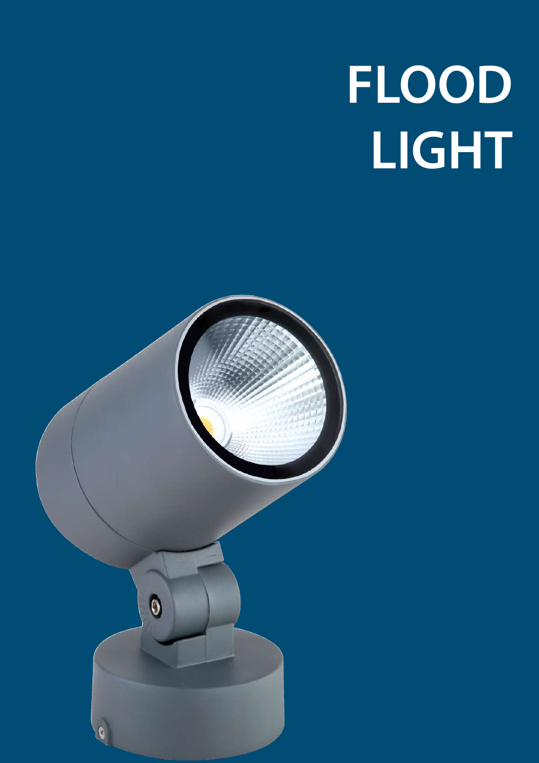# FLOOD LIGHT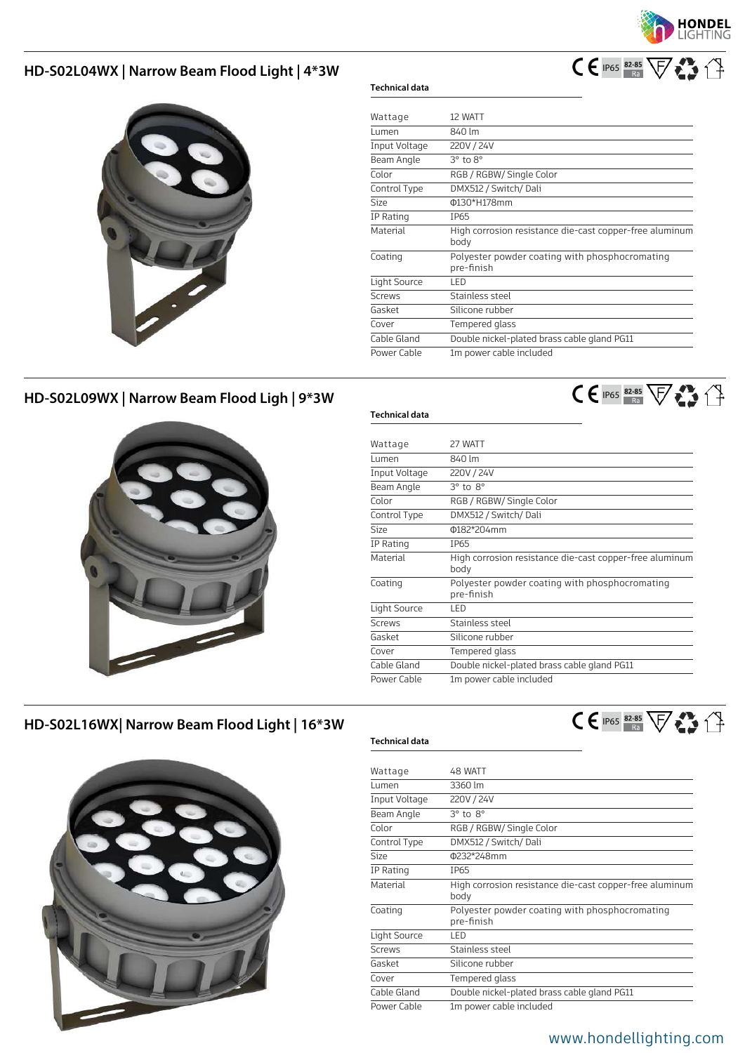## HD-S02L04WX | Narrow Beam Flood Light | 4*3W

**Technical data**

| | |
|---|---|
| Wattage | 12 WATT |
| Lumen | 840 lm |
| Input Voltage | 220V / 24V |
| Beam Angle | 3° to 8° |
| Color | RGB / RGBW/ Single Color |
| Control Type | DMX512 / Switch/ Dali |
| Size | Φ130*H178mm |
| IP Rating | IP65 |
| Material | High corrosion resistance die-cast copper-free aluminum body |
| Coating | Polyester powder coating with phosphochromating pre-finish |
| Light Source | LED |
| Screws | Stainless steel |
| Gasket | Silicone rubber |
| Cover | Tempered glass |
| Cable Gland | Double nickel-plated brass cable gland PG11 |
| Power Cable | 1m power cable included |

## HD-S02L09WX | Narrow Beam Flood Ligh | 9*3W

**Technical data**

| | |
|---|---|
| Wattage | 27 WATT |
| Lumen | 840 lm |
| Input Voltage | 220V / 24V |
| Beam Angle | 3° to 8° |
| Color | RGB / RGBW/ Single Color |
| Control Type | DMX512 / Switch/ Dali |
| Size | Φ182*204mm |
| IP Rating | IP65 |
| Material | High corrosion resistance die-cast copper-free aluminum body |
| Coating | Polyester powder coating with phosphochromating pre-finish |
| Light Source | LED |
| Screws | Stainless steel |
| Gasket | Silicone rubber |
| Cover | Tempered glass |
| Cable Gland | Double nickel-plated brass cable gland PG11 |
| Power Cable | 1m power cable included |

## HD-S02L16WX| Narrow Beam Flood Light | 16*3W

**Technical data**

| | |
|---|---|
| Wattage | 48 WATT |
| Lumen | 3360 lm |
| Input Voltage | 220V / 24V |
| Beam Angle | 3° to 8° |
| Color | RGB / RGBW/ Single Color |
| Control Type | DMX512 / Switch/ Dali |
| Size | Φ232*248mm |
| IP Rating | IP65 |
| Material | High corrosion resistance die-cast copper-free aluminum body |
| Coating | Polyester powder coating with phosphochromating pre-finish |
| Light Source | LED |
| Screws | Stainless steel |
| Gasket | Silicone rubber |
| Cover | Tempered glass |
| Cable Gland | Double nickel-plated brass cable gland PG11 |
| Power Cable | 1m power cable included |

www.hondellighting.com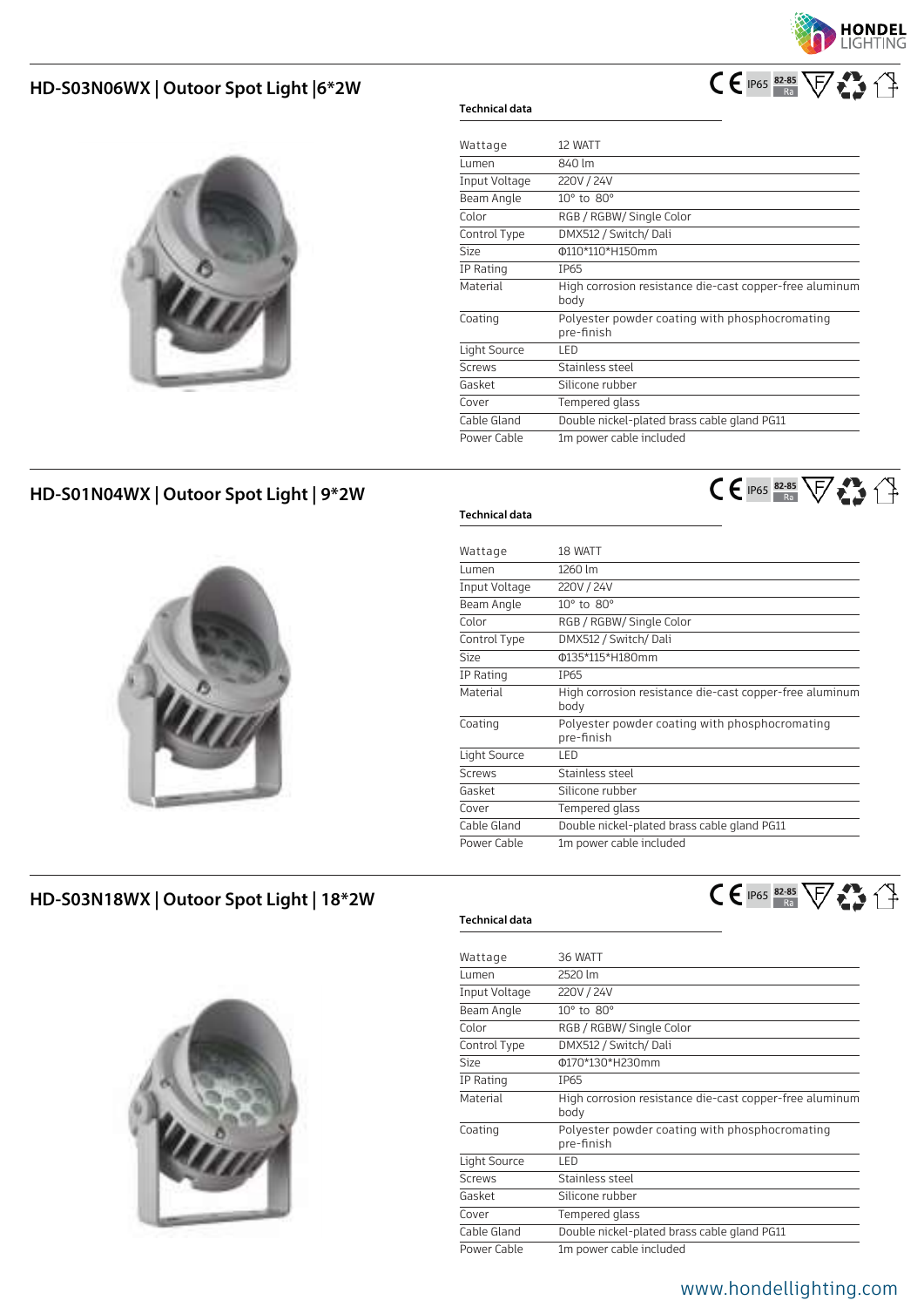## HD-S03N06WX | Outoor Spot Light |6*2W

CE IP65 82-85 Ra

**Technical data**

| | |
|---|---|
| Wattage | 12 WATT |
| Lumen | 840 lm |
| Input Voltage | 220V / 24V |
| Beam Angle | 10° to 80° |
| Color | RGB / RGBW/ Single Color |
| Control Type | DMX512 / Switch/ Dali |
| Size | Φ110*110*H150mm |
| IP Rating | IP65 |
| Material | High corrosion resistance die-cast copper-free aluminum body |
| Coating | Polyester powder coating with phosphocromating pre-finish |
| Light Source | LED |
| Screws | Stainless steel |
| Gasket | Silicone rubber |
| Cover | Tempered glass |
| Cable Gland | Double nickel-plated brass cable gland PG11 |
| Power Cable | 1m power cable included |

## HD-S01N04WX | Outoor Spot Light | 9*2W

CE IP65 82-85 Ra

**Technical data**

| | |
|---|---|
| Wattage | 18 WATT |
| Lumen | 1260 lm |
| Input Voltage | 220V / 24V |
| Beam Angle | 10° to 80° |
| Color | RGB / RGBW/ Single Color |
| Control Type | DMX512 / Switch/ Dali |
| Size | Φ135*115*H180mm |
| IP Rating | IP65 |
| Material | High corrosion resistance die-cast copper-free aluminum body |
| Coating | Polyester powder coating with phosphocromating pre-finish |
| Light Source | LED |
| Screws | Stainless steel |
| Gasket | Silicone rubber |
| Cover | Tempered glass |
| Cable Gland | Double nickel-plated brass cable gland PG11 |
| Power Cable | 1m power cable included |

## HD-S03N18WX | Outoor Spot Light | 18*2W

CE IP65 82-85 Ra

**Technical data**

| | |
|---|---|
| Wattage | 36 WATT |
| Lumen | 2520 lm |
| Input Voltage | 220V / 24V |
| Beam Angle | 10° to 80° |
| Color | RGB / RGBW/ Single Color |
| Control Type | DMX512 / Switch/ Dali |
| Size | Φ170*130*H230mm |
| IP Rating | IP65 |
| Material | High corrosion resistance die-cast copper-free aluminum body |
| Coating | Polyester powder coating with phosphocromating pre-finish |
| Light Source | LED |
| Screws | Stainless steel |
| Gasket | Silicone rubber |
| Cover | Tempered glass |
| Cable Gland | Double nickel-plated brass cable gland PG11 |
| Power Cable | 1m power cable included |

www.hondellighting.com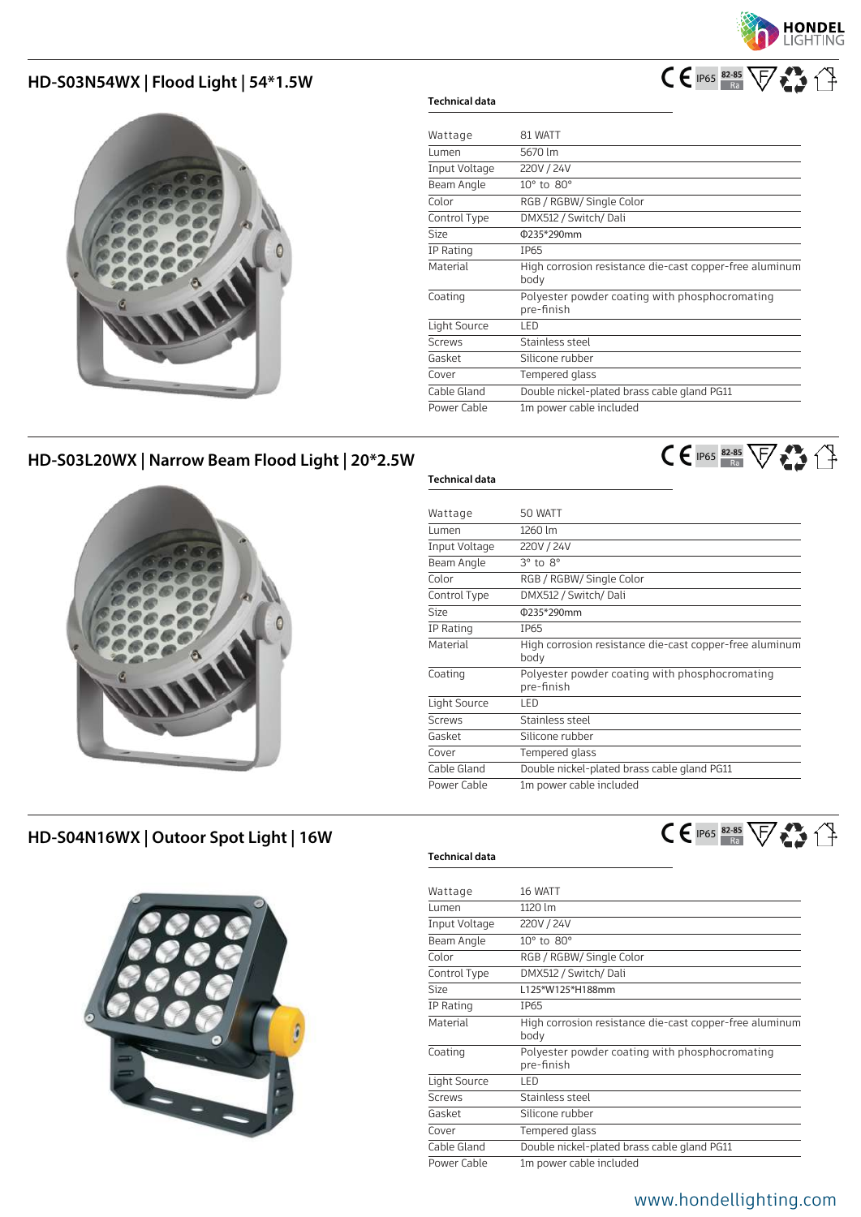## HD-S03N54WX | Flood Light | 54*1.5W

**Technical data**

| | |
|---|---|
| Wattage | 81 WATT |
| Lumen | 5670 lm |
| Input Voltage | 220V / 24V |
| Beam Angle | 10° to 80° |
| Color | RGB / RGBW/ Single Color |
| Control Type | DMX512 / Switch/ Dali |
| Size | Φ235*290mm |
| IP Rating | IP65 |
| Material | High corrosion resistance die-cast copper-free aluminum body |
| Coating | Polyester powder coating with phosphocromating pre-finish |
| Light Source | LED |
| Screws | Stainless steel |
| Gasket | Silicone rubber |
| Cover | Tempered glass |
| Cable Gland | Double nickel-plated brass cable gland PG11 |
| Power Cable | 1m power cable included |

## HD-S03L20WX | Narrow Beam Flood Light | 20*2.5W

**Technical data**

| | |
|---|---|
| Wattage | 50 WATT |
| Lumen | 1260 lm |
| Input Voltage | 220V / 24V |
| Beam Angle | 3° to 8° |
| Color | RGB / RGBW/ Single Color |
| Control Type | DMX512 / Switch/ Dali |
| Size | Φ235*290mm |
| IP Rating | IP65 |
| Material | High corrosion resistance die-cast copper-free aluminum body |
| Coating | Polyester powder coating with phosphocromating pre-finish |
| Light Source | LED |
| Screws | Stainless steel |
| Gasket | Silicone rubber |
| Cover | Tempered glass |
| Cable Gland | Double nickel-plated brass cable gland PG11 |
| Power Cable | 1m power cable included |

## HD-S04N16WX | Outoor Spot Light | 16W

**Technical data**

| | |
|---|---|
| Wattage | 16 WATT |
| Lumen | 1120 lm |
| Input Voltage | 220V / 24V |
| Beam Angle | 10° to 80° |
| Color | RGB / RGBW/ Single Color |
| Control Type | DMX512 / Switch/ Dali |
| Size | L125*W125*H188mm |
| IP Rating | IP65 |
| Material | High corrosion resistance die-cast copper-free aluminum body |
| Coating | Polyester powder coating with phosphocromating pre-finish |
| Light Source | LED |
| Screws | Stainless steel |
| Gasket | Silicone rubber |
| Cover | Tempered glass |
| Cable Gland | Double nickel-plated brass cable gland PG11 |
| Power Cable | 1m power cable included |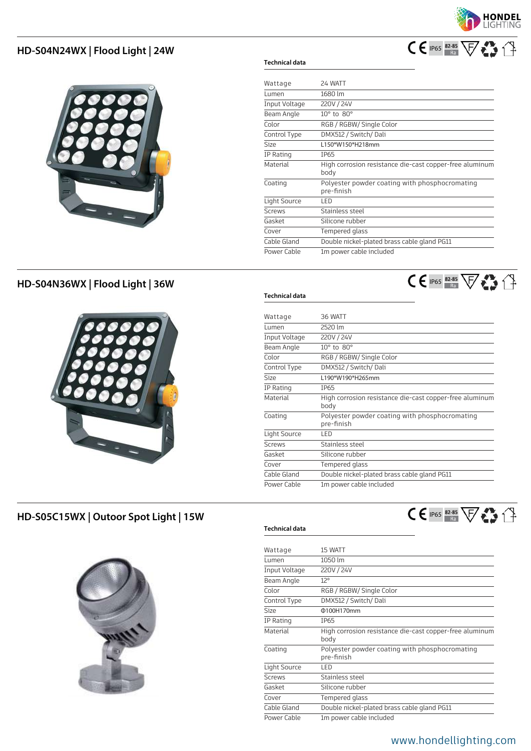## HD-S04N24WX | Flood Light | 24W

**Technical data**

| | |
|---|---|
| Wattage | 24 WATT |
| Lumen | 1680 lm |
| Input Voltage | 220V / 24V |
| Beam Angle | 10° to 80° |
| Color | RGB / RGBW/ Single Color |
| Control Type | DMX512 / Switch/ Dali |
| Size | L150*W150*H218mm |
| IP Rating | IP65 |
| Material | High corrosion resistance die-cast copper-free aluminum body |
| Coating | Polyester powder coating with phosphocromating pre-finish |
| Light Source | LED |
| Screws | Stainless steel |
| Gasket | Silicone rubber |
| Cover | Tempered glass |
| Cable Gland | Double nickel-plated brass cable gland PG11 |
| Power Cable | 1m power cable included |

## HD-S04N36WX | Flood Light | 36W

**Technical data**

| | |
|---|---|
| Wattage | 36 WATT |
| Lumen | 2520 lm |
| Input Voltage | 220V / 24V |
| Beam Angle | 10° to 80° |
| Color | RGB / RGBW/ Single Color |
| Control Type | DMX512 / Switch/ Dali |
| Size | L190*W190*H265mm |
| IP Rating | IP65 |
| Material | High corrosion resistance die-cast copper-free aluminum body |
| Coating | Polyester powder coating with phosphocromating pre-finish |
| Light Source | LED |
| Screws | Stainless steel |
| Gasket | Silicone rubber |
| Cover | Tempered glass |
| Cable Gland | Double nickel-plated brass cable gland PG11 |
| Power Cable | 1m power cable included |

## HD-S05C15WX | Outoor Spot Light | 15W

**Technical data**

| | |
|---|---|
| Wattage | 15 WATT |
| Lumen | 1050 lm |
| Input Voltage | 220V / 24V |
| Beam Angle | 12° |
| Color | RGB / RGBW/ Single Color |
| Control Type | DMX512 / Switch/ Dali |
| Size | Φ100H170mm |
| IP Rating | IP65 |
| Material | High corrosion resistance die-cast copper-free aluminum body |
| Coating | Polyester powder coating with phosphocromating pre-finish |
| Light Source | LED |
| Screws | Stainless steel |
| Gasket | Silicone rubber |
| Cover | Tempered glass |
| Cable Gland | Double nickel-plated brass cable gland PG11 |
| Power Cable | 1m power cable included |

www.hondellighting.com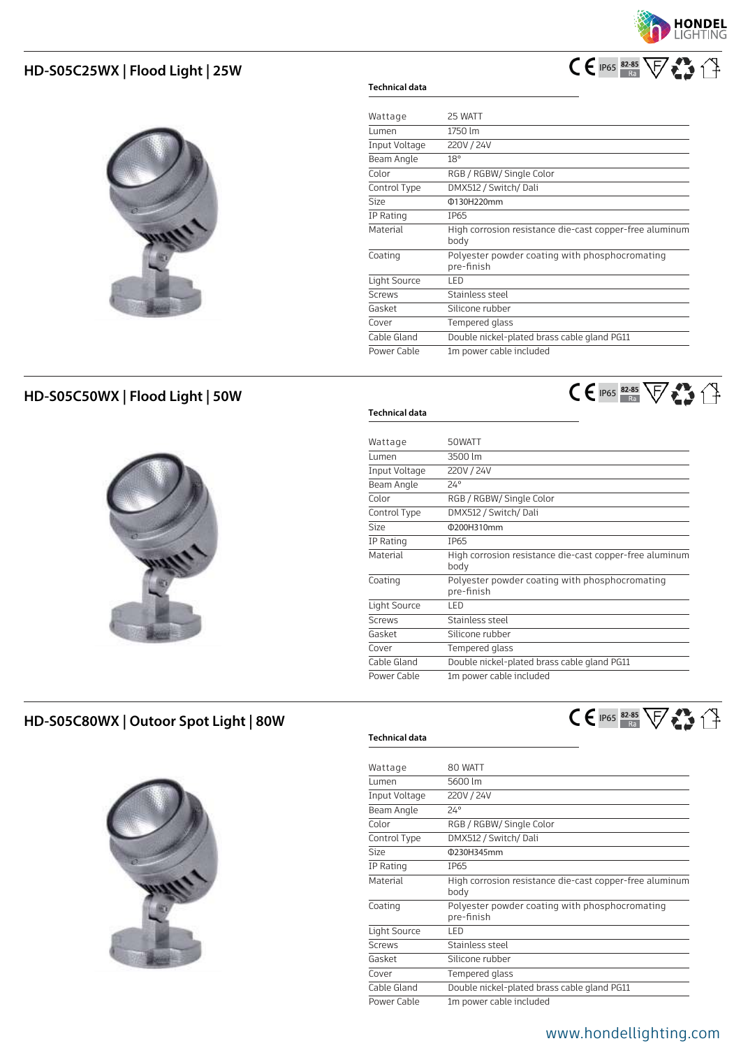## HD-S05C25WX | Flood Light | 25W

CE IP65 82-85 Ra

**Technical data**

| | |
|---|---|
| Wattage | 25 WATT |
| Lumen | 1750 lm |
| Input Voltage | 220V / 24V |
| Beam Angle | 18° |
| Color | RGB / RGBW/ Single Color |
| Control Type | DMX512 / Switch/ Dali |
| Size | Φ130H220mm |
| IP Rating | IP65 |
| Material | High corrosion resistance die-cast copper-free aluminum body |
| Coating | Polyester powder coating with phosphocromating pre-finish |
| Light Source | LED |
| Screws | Stainless steel |
| Gasket | Silicone rubber |
| Cover | Tempered glass |
| Cable Gland | Double nickel-plated brass cable gland PG11 |
| Power Cable | 1m power cable included |

## HD-S05C50WX | Flood Light | 50W

CE IP65 82-85 Ra

**Technical data**

| | |
|---|---|
| Wattage | 50WATT |
| Lumen | 3500 lm |
| Input Voltage | 220V / 24V |
| Beam Angle | 24° |
| Color | RGB / RGBW/ Single Color |
| Control Type | DMX512 / Switch/ Dali |
| Size | Φ200H310mm |
| IP Rating | IP65 |
| Material | High corrosion resistance die-cast copper-free aluminum body |
| Coating | Polyester powder coating with phosphocromating pre-finish |
| Light Source | LED |
| Screws | Stainless steel |
| Gasket | Silicone rubber |
| Cover | Tempered glass |
| Cable Gland | Double nickel-plated brass cable gland PG11 |
| Power Cable | 1m power cable included |

## HD-S05C80WX | Outoor Spot Light | 80W

CE IP65 82-85 Ra

**Technical data**

| | |
|---|---|
| Wattage | 80 WATT |
| Lumen | 5600 lm |
| Input Voltage | 220V / 24V |
| Beam Angle | 24° |
| Color | RGB / RGBW/ Single Color |
| Control Type | DMX512 / Switch/ Dali |
| Size | Φ230H345mm |
| IP Rating | IP65 |
| Material | High corrosion resistance die-cast copper-free aluminum body |
| Coating | Polyester powder coating with phosphocromating pre-finish |
| Light Source | LED |
| Screws | Stainless steel |
| Gasket | Silicone rubber |
| Cover | Tempered glass |
| Cable Gland | Double nickel-plated brass cable gland PG11 |
| Power Cable | 1m power cable included |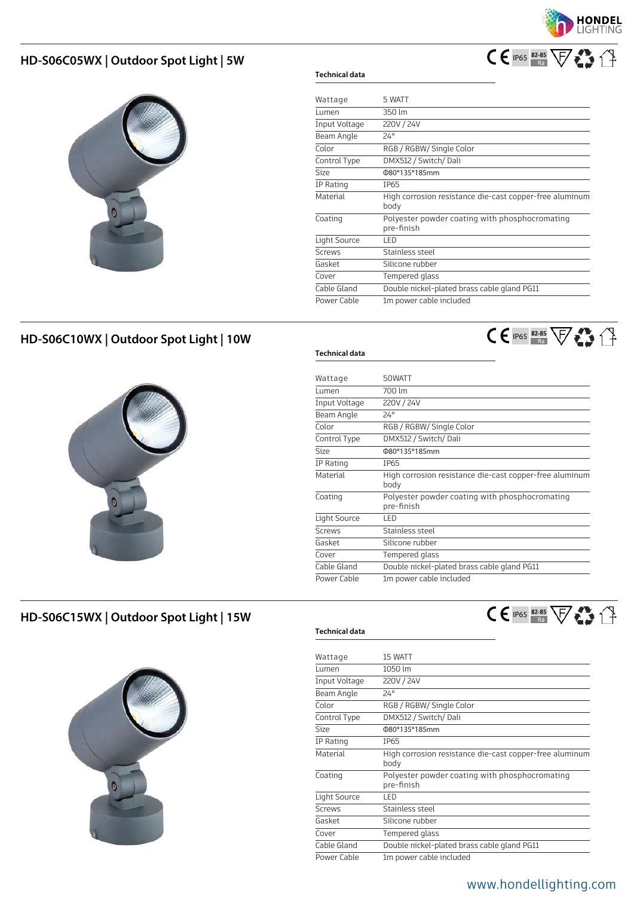## HD-S06C05WX | Outdoor Spot Light | 5W

CE IP65 82-85 Ra

**Technical data**

| Wattage | 5 WATT |
|---|---|
| Lumen | 350 lm |
| Input Voltage | 220V / 24V |
| Beam Angle | 24° |
| Color | RGB / RGBW/ Single Color |
| Control Type | DMX512 / Switch/ Dali |
| Size | Φ80*135*185mm |
| IP Rating | IP65 |
| Material | High corrosion resistance die-cast copper-free aluminum body |
| Coating | Polyester powder coating with phosphocromating pre-finish |
| Light Source | LED |
| Screws | Stainless steel |
| Gasket | Silicone rubber |
| Cover | Tempered glass |
| Cable Gland | Double nickel-plated brass cable gland PG11 |
| Power Cable | 1m power cable included |

## HD-S06C10WX | Outdoor Spot Light | 10W

CE IP65 82-85 Ra

**Technical data**

| Wattage | 50WATT |
|---|---|
| Lumen | 700 lm |
| Input Voltage | 220V / 24V |
| Beam Angle | 24° |
| Color | RGB / RGBW/ Single Color |
| Control Type | DMX512 / Switch/ Dali |
| Size | Φ80*135*185mm |
| IP Rating | IP65 |
| Material | High corrosion resistance die-cast copper-free aluminum body |
| Coating | Polyester powder coating with phosphocromating pre-finish |
| Light Source | LED |
| Screws | Stainless steel |
| Gasket | Silicone rubber |
| Cover | Tempered glass |
| Cable Gland | Double nickel-plated brass cable gland PG11 |
| Power Cable | 1m power cable included |

## HD-S06C15WX | Outdoor Spot Light | 15W

CE IP65 82-85 Ra

**Technical data**

| Wattage | 15 WATT |
|---|---|
| Lumen | 1050 lm |
| Input Voltage | 220V / 24V |
| Beam Angle | 24° |
| Color | RGB / RGBW/ Single Color |
| Control Type | DMX512 / Switch/ Dali |
| Size | Φ80*135*185mm |
| IP Rating | IP65 |
| Material | High corrosion resistance die-cast copper-free aluminum body |
| Coating | Polyester powder coating with phosphocromating pre-finish |
| Light Source | LED |
| Screws | Stainless steel |
| Gasket | Silicone rubber |
| Cover | Tempered glass |
| Cable Gland | Double nickel-plated brass cable gland PG11 |
| Power Cable | 1m power cable included |

www.hondellighting.com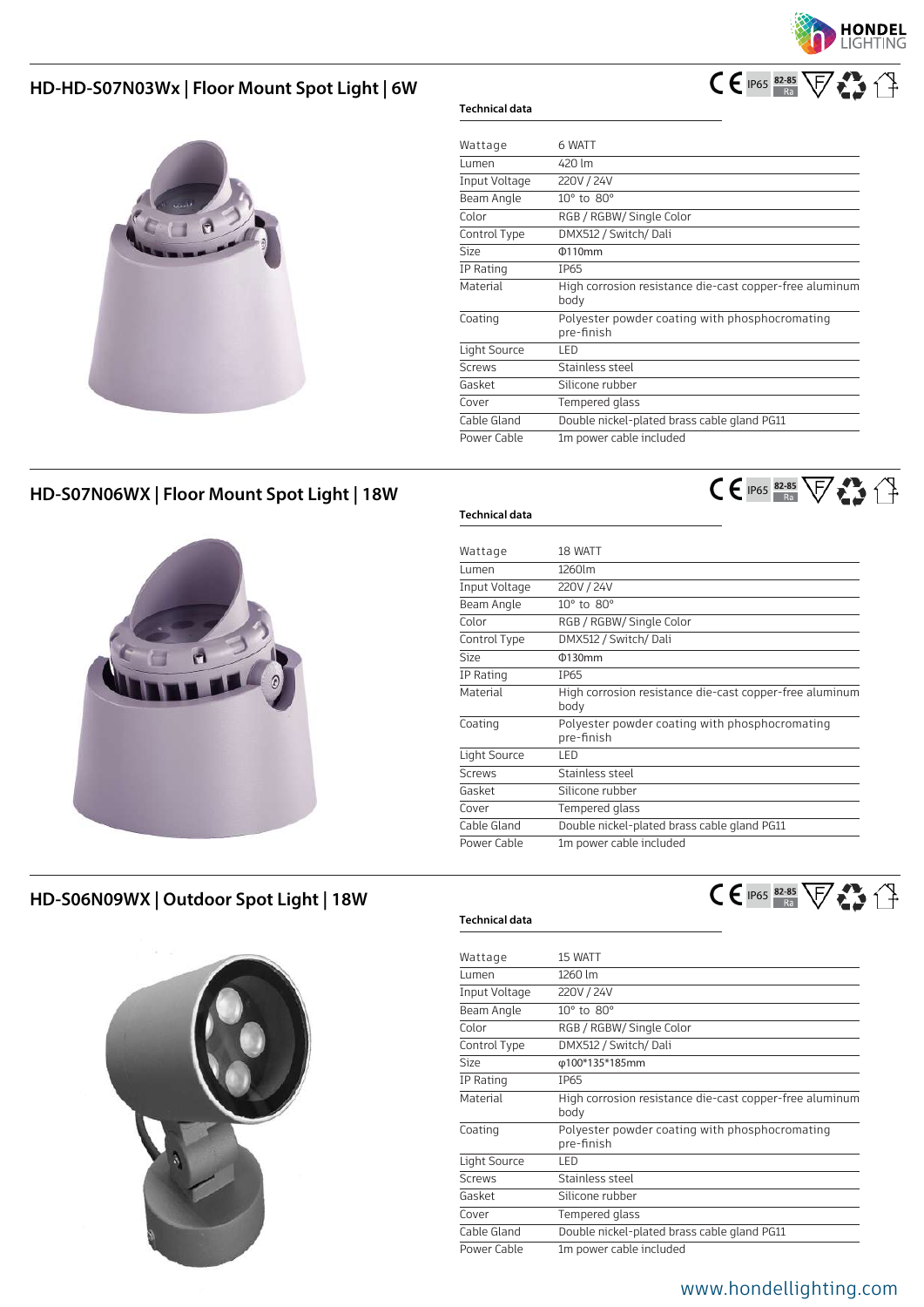## HD-HD-S07N03Wx | Floor Mount Spot Light | 6W

**Technical data**

| | |
|---|---|
| Wattage | 6 WATT |
| Lumen | 420 lm |
| Input Voltage | 220V / 24V |
| Beam Angle | 10° to 80° |
| Color | RGB / RGBW/ Single Color |
| Control Type | DMX512 / Switch/ Dali |
| Size | Φ110mm |
| IP Rating | IP65 |
| Material | High corrosion resistance die-cast copper-free aluminum body |
| Coating | Polyester powder coating with phosphocromating pre-finish |
| Light Source | LED |
| Screws | Stainless steel |
| Gasket | Silicone rubber |
| Cover | Tempered glass |
| Cable Gland | Double nickel-plated brass cable gland PG11 |
| Power Cable | 1m power cable included |

## HD-S07N06WX | Floor Mount Spot Light | 18W

**Technical data**

| | |
|---|---|
| Wattage | 18 WATT |
| Lumen | 1260lm |
| Input Voltage | 220V / 24V |
| Beam Angle | 10° to 80° |
| Color | RGB / RGBW/ Single Color |
| Control Type | DMX512 / Switch/ Dali |
| Size | Φ130mm |
| IP Rating | IP65 |
| Material | High corrosion resistance die-cast copper-free aluminum body |
| Coating | Polyester powder coating with phosphocromating pre-finish |
| Light Source | LED |
| Screws | Stainless steel |
| Gasket | Silicone rubber |
| Cover | Tempered glass |
| Cable Gland | Double nickel-plated brass cable gland PG11 |
| Power Cable | 1m power cable included |

## HD-S06N09WX | Outdoor Spot Light | 18W

**Technical data**

| | |
|---|---|
| Wattage | 15 WATT |
| Lumen | 1260 lm |
| Input Voltage | 220V / 24V |
| Beam Angle | 10° to 80° |
| Color | RGB / RGBW/ Single Color |
| Control Type | DMX512 / Switch/ Dali |
| Size | φ100*135*185mm |
| IP Rating | IP65 |
| Material | High corrosion resistance die-cast copper-free aluminum body |
| Coating | Polyester powder coating with phosphocromating pre-finish |
| Light Source | LED |
| Screws | Stainless steel |
| Gasket | Silicone rubber |
| Cover | Tempered glass |
| Cable Gland | Double nickel-plated brass cable gland PG11 |
| Power Cable | 1m power cable included |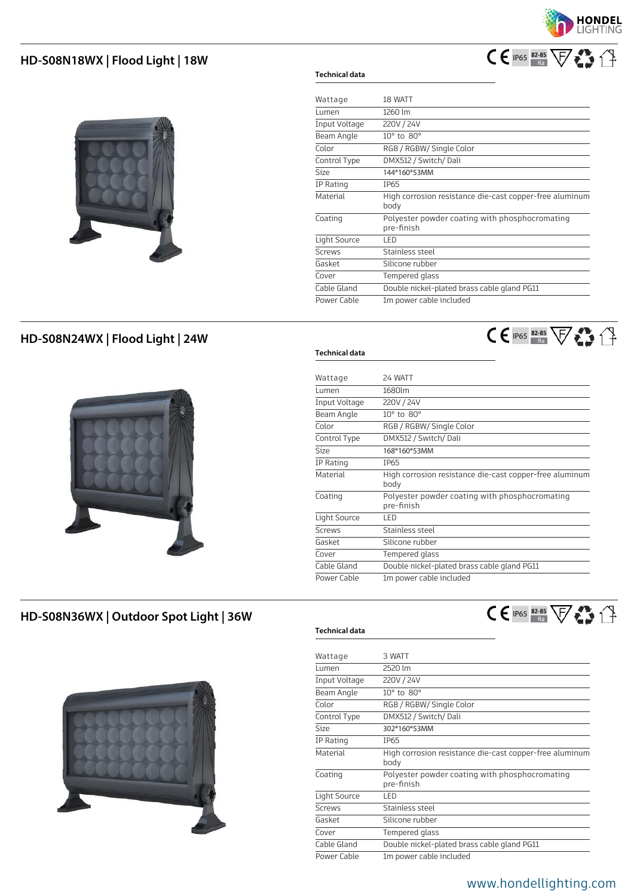## HD-S08N18WX | Flood Light | 18W

IP65 82-85 Ra

**Technical data**

| | |
|---|---|
| Wattage | 18 WATT |
| Lumen | 1260 lm |
| Input Voltage | 220V / 24V |
| Beam Angle | 10° to 80° |
| Color | RGB / RGBW/ Single Color |
| Control Type | DMX512 / Switch/ Dali |
| Size | 144*160*53MM |
| IP Rating | IP65 |
| Material | High corrosion resistance die-cast copper-free aluminum body |
| Coating | Polyester powder coating with phosphocromating pre-finish |
| Light Source | LED |
| Screws | Stainless steel |
| Gasket | Silicone rubber |
| Cover | Tempered glass |
| Cable Gland | Double nickel-plated brass cable gland PG11 |
| Power Cable | 1m power cable included |

## HD-S08N24WX | Flood Light | 24W

IP65 82-85 Ra

**Technical data**

| | |
|---|---|
| Wattage | 24 WATT |
| Lumen | 1680lm |
| Input Voltage | 220V / 24V |
| Beam Angle | 10° to 80° |
| Color | RGB / RGBW/ Single Color |
| Control Type | DMX512 / Switch/ Dali |
| Size | 168*160*53MM |
| IP Rating | IP65 |
| Material | High corrosion resistance die-cast copper-free aluminum body |
| Coating | Polyester powder coating with phosphocromating pre-finish |
| Light Source | LED |
| Screws | Stainless steel |
| Gasket | Silicone rubber |
| Cover | Tempered glass |
| Cable Gland | Double nickel-plated brass cable gland PG11 |
| Power Cable | 1m power cable included |

## HD-S08N36WX | Outdoor Spot Light | 36W

IP65 82-85 Ra

**Technical data**

| | |
|---|---|
| Wattage | 3 WATT |
| Lumen | 2520 lm |
| Input Voltage | 220V / 24V |
| Beam Angle | 10° to 80° |
| Color | RGB / RGBW/ Single Color |
| Control Type | DMX512 / Switch/ Dali |
| Size | 302*160*53MM |
| IP Rating | IP65 |
| Material | High corrosion resistance die-cast copper-free aluminum body |
| Coating | Polyester powder coating with phosphocromating pre-finish |
| Light Source | LED |
| Screws | Stainless steel |
| Gasket | Silicone rubber |
| Cover | Tempered glass |
| Cable Gland | Double nickel-plated brass cable gland PG11 |
| Power Cable | 1m power cable included |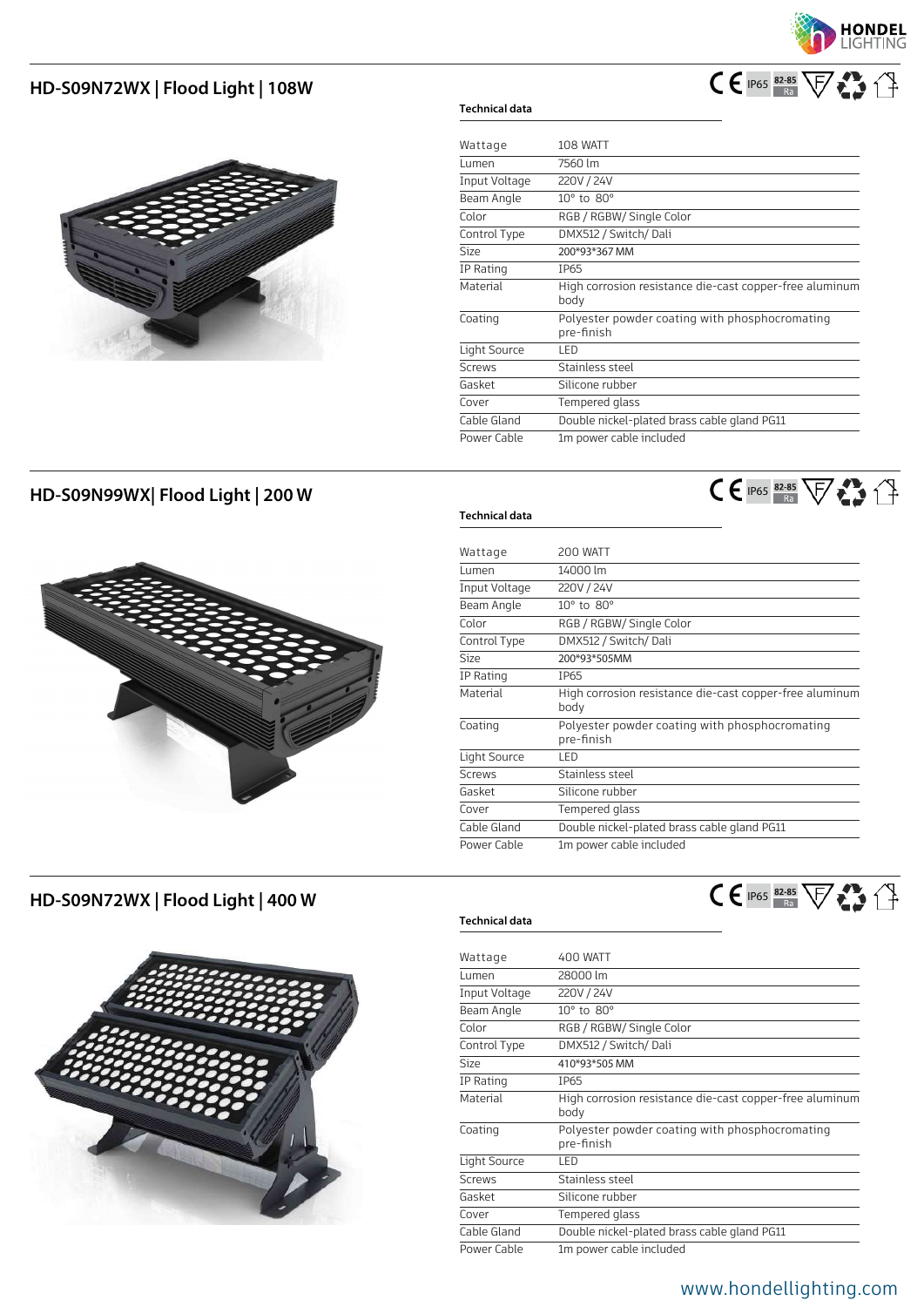## HD-S09N72WX | Flood Light | 108W

CE IP65 82-85 Ra

**Technical data**

| | |
|---|---|
| Wattage | 108 WATT |
| Lumen | 7560 lm |
| Input Voltage | 220V / 24V |
| Beam Angle | 10° to 80° |
| Color | RGB / RGBW/ Single Color |
| Control Type | DMX512 / Switch/ Dali |
| Size | 200*93*367 MM |
| IP Rating | IP65 |
| Material | High corrosion resistance die-cast copper-free aluminum body |
| Coating | Polyester powder coating with phosphocromating pre-finish |
| Light Source | LED |
| Screws | Stainless steel |
| Gasket | Silicone rubber |
| Cover | Tempered glass |
| Cable Gland | Double nickel-plated brass cable gland PG11 |
| Power Cable | 1m power cable included |

## HD-S09N99WX| Flood Light | 200 W

CE IP65 82-85 Ra

**Technical data**

| | |
|---|---|
| Wattage | 200 WATT |
| Lumen | 14000 lm |
| Input Voltage | 220V / 24V |
| Beam Angle | 10° to 80° |
| Color | RGB / RGBW/ Single Color |
| Control Type | DMX512 / Switch/ Dali |
| Size | 200*93*505MM |
| IP Rating | IP65 |
| Material | High corrosion resistance die-cast copper-free aluminum body |
| Coating | Polyester powder coating with phosphocromating pre-finish |
| Light Source | LED |
| Screws | Stainless steel |
| Gasket | Silicone rubber |
| Cover | Tempered glass |
| Cable Gland | Double nickel-plated brass cable gland PG11 |
| Power Cable | 1m power cable included |

## HD-S09N72WX | Flood Light | 400 W

CE IP65 82-85 Ra

**Technical data**

| | |
|---|---|
| Wattage | 400 WATT |
| Lumen | 28000 lm |
| Input Voltage | 220V / 24V |
| Beam Angle | 10° to 80° |
| Color | RGB / RGBW/ Single Color |
| Control Type | DMX512 / Switch/ Dali |
| Size | 410*93*505 MM |
| IP Rating | IP65 |
| Material | High corrosion resistance die-cast copper-free aluminum body |
| Coating | Polyester powder coating with phosphocromating pre-finish |
| Light Source | LED |
| Screws | Stainless steel |
| Gasket | Silicone rubber |
| Cover | Tempered glass |
| Cable Gland | Double nickel-plated brass cable gland PG11 |
| Power Cable | 1m power cable included |

www.hondellighting.com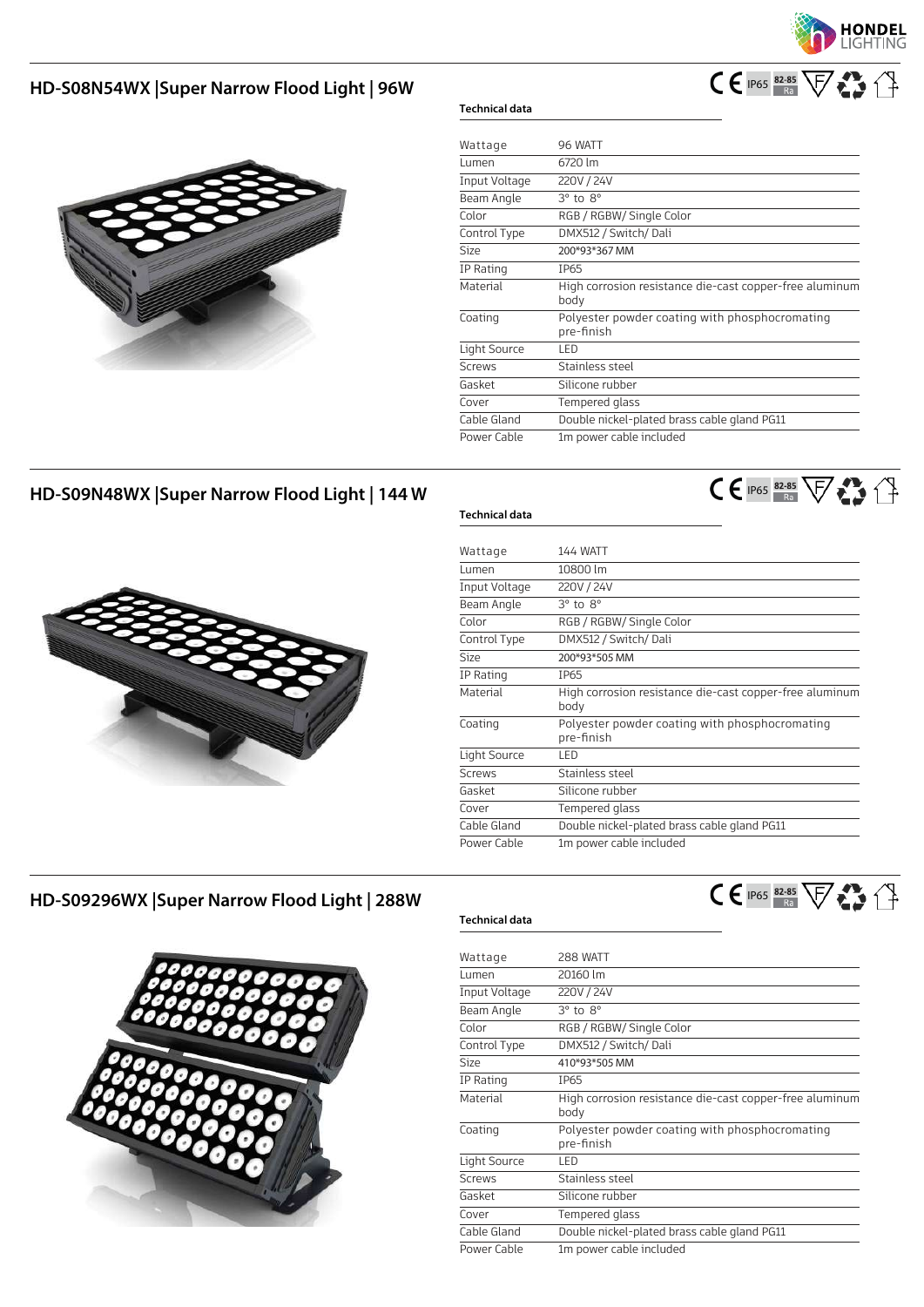## HD-S08N54WX |Super Narrow Flood Light | 96W

CE IP65 82-85 Ra

**Technical data**

| | |
|---|---|
| Wattage | 96 WATT |
| Lumen | 6720 lm |
| Input Voltage | 220V / 24V |
| Beam Angle | 3° to 8° |
| Color | RGB / RGBW/ Single Color |
| Control Type | DMX512 / Switch/ Dali |
| Size | 200*93*367 MM |
| IP Rating | IP65 |
| Material | High corrosion resistance die-cast copper-free aluminum body |
| Coating | Polyester powder coating with phosphocromating pre-finish |
| Light Source | LED |
| Screws | Stainless steel |
| Gasket | Silicone rubber |
| Cover | Tempered glass |
| Cable Gland | Double nickel-plated brass cable gland PG11 |
| Power Cable | 1m power cable included |

## HD-S09N48WX |Super Narrow Flood Light | 144 W

CE IP65 82-85 Ra

**Technical data**

| | |
|---|---|
| Wattage | 144 WATT |
| Lumen | 10800 lm |
| Input Voltage | 220V / 24V |
| Beam Angle | 3° to 8° |
| Color | RGB / RGBW/ Single Color |
| Control Type | DMX512 / Switch/ Dali |
| Size | 200*93*505 MM |
| IP Rating | IP65 |
| Material | High corrosion resistance die-cast copper-free aluminum body |
| Coating | Polyester powder coating with phosphocromating pre-finish |
| Light Source | LED |
| Screws | Stainless steel |
| Gasket | Silicone rubber |
| Cover | Tempered glass |
| Cable Gland | Double nickel-plated brass cable gland PG11 |
| Power Cable | 1m power cable included |

## HD-S09296WX |Super Narrow Flood Light | 288W

CE IP65 82-85 Ra

**Technical data**

| | |
|---|---|
| Wattage | 288 WATT |
| Lumen | 20160 lm |
| Input Voltage | 220V / 24V |
| Beam Angle | 3° to 8° |
| Color | RGB / RGBW/ Single Color |
| Control Type | DMX512 / Switch/ Dali |
| Size | 410*93*505 MM |
| IP Rating | IP65 |
| Material | High corrosion resistance die-cast copper-free aluminum body |
| Coating | Polyester powder coating with phosphocromating pre-finish |
| Light Source | LED |
| Screws | Stainless steel |
| Gasket | Silicone rubber |
| Cover | Tempered glass |
| Cable Gland | Double nickel-plated brass cable gland PG11 |
| Power Cable | 1m power cable included |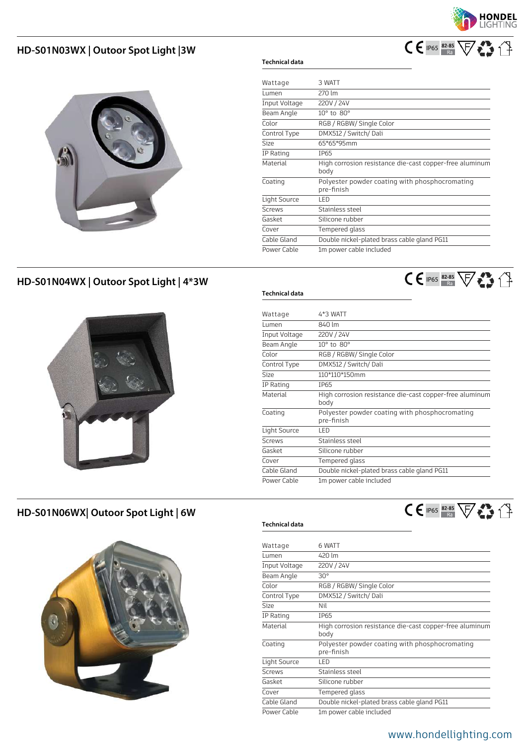## HD-S01N03WX | Outoor Spot Light |3W

**Technical data**

| | |
|---|---|
| Wattage | 3 WATT |
| Lumen | 270 lm |
| Input Voltage | 220V / 24V |
| Beam Angle | 10° to 80° |
| Color | RGB / RGBW/ Single Color |
| Control Type | DMX512 / Switch/ Dali |
| Size | 65*65*95mm |
| IP Rating | IP65 |
| Material | High corrosion resistance die-cast copper-free aluminum body |
| Coating | Polyester powder coating with phosphocromating pre-finish |
| Light Source | LED |
| Screws | Stainless steel |
| Gasket | Silicone rubber |
| Cover | Tempered glass |
| Cable Gland | Double nickel-plated brass cable gland PG11 |
| Power Cable | 1m power cable included |

## HD-S01N04WX | Outoor Spot Light | 4*3W

**Technical data**

| | |
|---|---|
| Wattage | 4*3 WATT |
| Lumen | 840 lm |
| Input Voltage | 220V / 24V |
| Beam Angle | 10° to 80° |
| Color | RGB / RGBW/ Single Color |
| Control Type | DMX512 / Switch/ Dali |
| Size | 110*110*150mm |
| IP Rating | IP65 |
| Material | High corrosion resistance die-cast copper-free aluminum body |
| Coating | Polyester powder coating with phosphocromating pre-finish |
| Light Source | LED |
| Screws | Stainless steel |
| Gasket | Silicone rubber |
| Cover | Tempered glass |
| Cable Gland | Double nickel-plated brass cable gland PG11 |
| Power Cable | 1m power cable included |

## HD-S01N06WX| Outoor Spot Light | 6W

**Technical data**

| | |
|---|---|
| Wattage | 6 WATT |
| Lumen | 420 lm |
| Input Voltage | 220V / 24V |
| Beam Angle | 30° |
| Color | RGB / RGBW/ Single Color |
| Control Type | DMX512 / Switch/ Dali |
| Size | Nil |
| IP Rating | IP65 |
| Material | High corrosion resistance die-cast copper-free aluminum body |
| Coating | Polyester powder coating with phosphocromating pre-finish |
| Light Source | LED |
| Screws | Stainless steel |
| Gasket | Silicone rubber |
| Cover | Tempered glass |
| Cable Gland | Double nickel-plated brass cable gland PG11 |
| Power Cable | 1m power cable included |

www.hondellighting.com